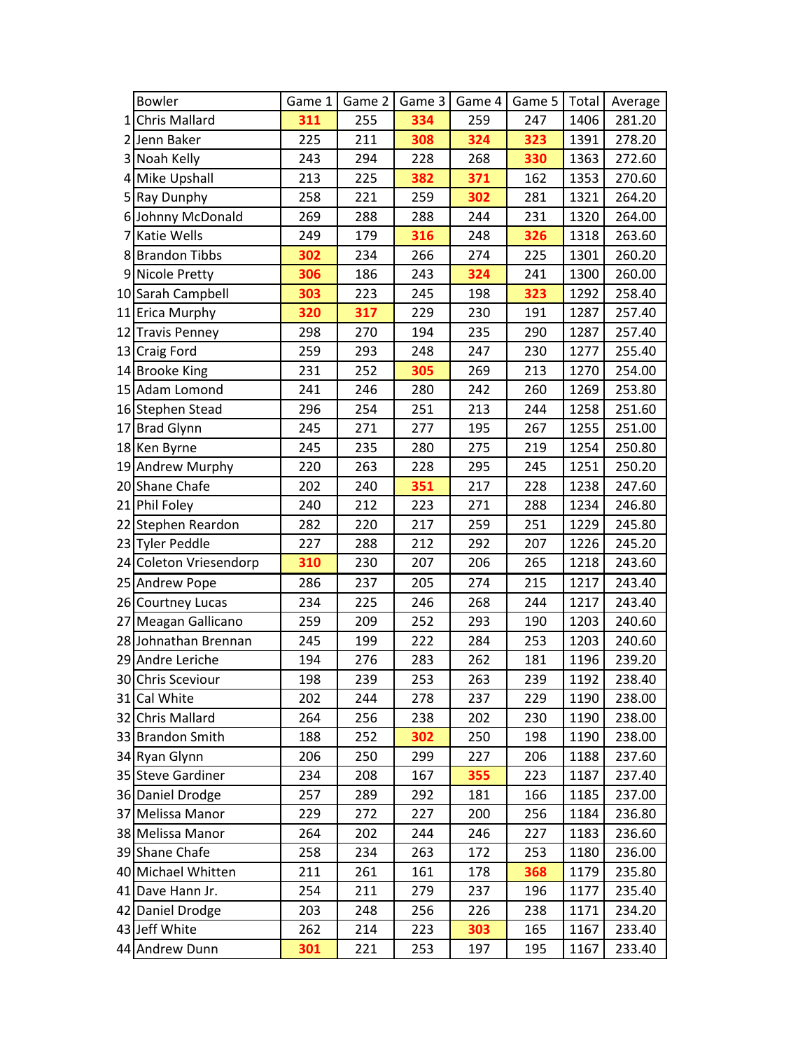| | Bowler | Game 1 | Game 2 | Game 3 | Game 4 | Game 5 | Total | Average |
|---|---|---|---|---|---|---|---|---|
| 1 | Chris Mallard | **311** | 255 | **334** | 259 | 247 | 1406 | 281.20 |
| 2 | Jenn Baker | 225 | 211 | **308** | **324** | **323** | 1391 | 278.20 |
| 3 | Noah Kelly | 243 | 294 | 228 | 268 | **330** | 1363 | 272.60 |
| 4 | Mike Upshall | 213 | 225 | **382** | **371** | 162 | 1353 | 270.60 |
| 5 | Ray Dunphy | 258 | 221 | 259 | **302** | 281 | 1321 | 264.20 |
| 6 | Johnny McDonald | 269 | 288 | 288 | 244 | 231 | 1320 | 264.00 |
| 7 | Katie Wells | 249 | 179 | **316** | 248 | **326** | 1318 | 263.60 |
| 8 | Brandon Tibbs | **302** | 234 | 266 | 274 | 225 | 1301 | 260.20 |
| 9 | Nicole Pretty | **306** | 186 | 243 | **324** | 241 | 1300 | 260.00 |
| 10 | Sarah Campbell | **303** | 223 | 245 | 198 | **323** | 1292 | 258.40 |
| 11 | Erica Murphy | **320** | **317** | 229 | 230 | 191 | 1287 | 257.40 |
| 12 | Travis Penney | 298 | 270 | 194 | 235 | 290 | 1287 | 257.40 |
| 13 | Craig Ford | 259 | 293 | 248 | 247 | 230 | 1277 | 255.40 |
| 14 | Brooke King | 231 | 252 | **305** | 269 | 213 | 1270 | 254.00 |
| 15 | Adam Lomond | 241 | 246 | 280 | 242 | 260 | 1269 | 253.80 |
| 16 | Stephen Stead | 296 | 254 | 251 | 213 | 244 | 1258 | 251.60 |
| 17 | Brad Glynn | 245 | 271 | 277 | 195 | 267 | 1255 | 251.00 |
| 18 | Ken Byrne | 245 | 235 | 280 | 275 | 219 | 1254 | 250.80 |
| 19 | Andrew Murphy | 220 | 263 | 228 | 295 | 245 | 1251 | 250.20 |
| 20 | Shane Chafe | 202 | 240 | **351** | 217 | 228 | 1238 | 247.60 |
| 21 | Phil Foley | 240 | 212 | 223 | 271 | 288 | 1234 | 246.80 |
| 22 | Stephen Reardon | 282 | 220 | 217 | 259 | 251 | 1229 | 245.80 |
| 23 | Tyler Peddle | 227 | 288 | 212 | 292 | 207 | 1226 | 245.20 |
| 24 | Coleton Vriesendorp | **310** | 230 | 207 | 206 | 265 | 1218 | 243.60 |
| 25 | Andrew Pope | 286 | 237 | 205 | 274 | 215 | 1217 | 243.40 |
| 26 | Courtney Lucas | 234 | 225 | 246 | 268 | 244 | 1217 | 243.40 |
| 27 | Meagan Gallicano | 259 | 209 | 252 | 293 | 190 | 1203 | 240.60 |
| 28 | Johnathan Brennan | 245 | 199 | 222 | 284 | 253 | 1203 | 240.60 |
| 29 | Andre Leriche | 194 | 276 | 283 | 262 | 181 | 1196 | 239.20 |
| 30 | Chris Sceviour | 198 | 239 | 253 | 263 | 239 | 1192 | 238.40 |
| 31 | Cal White | 202 | 244 | 278 | 237 | 229 | 1190 | 238.00 |
| 32 | Chris Mallard | 264 | 256 | 238 | 202 | 230 | 1190 | 238.00 |
| 33 | Brandon Smith | 188 | 252 | **302** | 250 | 198 | 1190 | 238.00 |
| 34 | Ryan Glynn | 206 | 250 | 299 | 227 | 206 | 1188 | 237.60 |
| 35 | Steve Gardiner | 234 | 208 | 167 | **355** | 223 | 1187 | 237.40 |
| 36 | Daniel Drodge | 257 | 289 | 292 | 181 | 166 | 1185 | 237.00 |
| 37 | Melissa Manor | 229 | 272 | 227 | 200 | 256 | 1184 | 236.80 |
| 38 | Melissa Manor | 264 | 202 | 244 | 246 | 227 | 1183 | 236.60 |
| 39 | Shane Chafe | 258 | 234 | 263 | 172 | 253 | 1180 | 236.00 |
| 40 | Michael Whitten | 211 | 261 | 161 | 178 | **368** | 1179 | 235.80 |
| 41 | Dave Hann Jr. | 254 | 211 | 279 | 237 | 196 | 1177 | 235.40 |
| 42 | Daniel Drodge | 203 | 248 | 256 | 226 | 238 | 1171 | 234.20 |
| 43 | Jeff White | 262 | 214 | 223 | **303** | 165 | 1167 | 233.40 |
| 44 | Andrew Dunn | **301** | 221 | 253 | 197 | 195 | 1167 | 233.40 |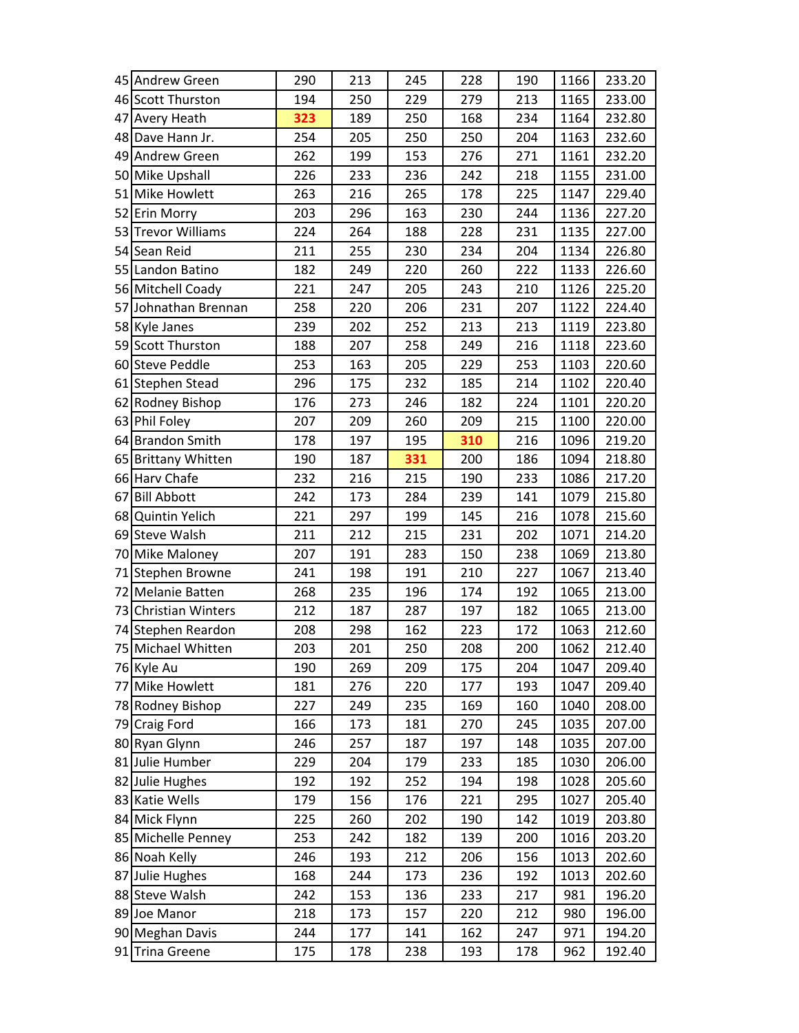| | | | | | | | | |
|---|---|---|---|---|---|---|---|---|
| 45 | Andrew Green | 290 | 213 | 245 | 228 | 190 | 1166 | 233.20 |
| 46 | Scott Thurston | 194 | 250 | 229 | 279 | 213 | 1165 | 233.00 |
| 47 | Avery Heath | **323** | 189 | 250 | 168 | 234 | 1164 | 232.80 |
| 48 | Dave Hann Jr. | 254 | 205 | 250 | 250 | 204 | 1163 | 232.60 |
| 49 | Andrew Green | 262 | 199 | 153 | 276 | 271 | 1161 | 232.20 |
| 50 | Mike Upshall | 226 | 233 | 236 | 242 | 218 | 1155 | 231.00 |
| 51 | Mike Howlett | 263 | 216 | 265 | 178 | 225 | 1147 | 229.40 |
| 52 | Erin Morry | 203 | 296 | 163 | 230 | 244 | 1136 | 227.20 |
| 53 | Trevor Williams | 224 | 264 | 188 | 228 | 231 | 1135 | 227.00 |
| 54 | Sean Reid | 211 | 255 | 230 | 234 | 204 | 1134 | 226.80 |
| 55 | Landon Batino | 182 | 249 | 220 | 260 | 222 | 1133 | 226.60 |
| 56 | Mitchell Coady | 221 | 247 | 205 | 243 | 210 | 1126 | 225.20 |
| 57 | Johnathan Brennan | 258 | 220 | 206 | 231 | 207 | 1122 | 224.40 |
| 58 | Kyle Janes | 239 | 202 | 252 | 213 | 213 | 1119 | 223.80 |
| 59 | Scott Thurston | 188 | 207 | 258 | 249 | 216 | 1118 | 223.60 |
| 60 | Steve Peddle | 253 | 163 | 205 | 229 | 253 | 1103 | 220.60 |
| 61 | Stephen Stead | 296 | 175 | 232 | 185 | 214 | 1102 | 220.40 |
| 62 | Rodney Bishop | 176 | 273 | 246 | 182 | 224 | 1101 | 220.20 |
| 63 | Phil Foley | 207 | 209 | 260 | 209 | 215 | 1100 | 220.00 |
| 64 | Brandon Smith | 178 | 197 | 195 | **310** | 216 | 1096 | 219.20 |
| 65 | Brittany Whitten | 190 | 187 | **331** | 200 | 186 | 1094 | 218.80 |
| 66 | Harv Chafe | 232 | 216 | 215 | 190 | 233 | 1086 | 217.20 |
| 67 | Bill Abbott | 242 | 173 | 284 | 239 | 141 | 1079 | 215.80 |
| 68 | Quintin Yelich | 221 | 297 | 199 | 145 | 216 | 1078 | 215.60 |
| 69 | Steve Walsh | 211 | 212 | 215 | 231 | 202 | 1071 | 214.20 |
| 70 | Mike Maloney | 207 | 191 | 283 | 150 | 238 | 1069 | 213.80 |
| 71 | Stephen Browne | 241 | 198 | 191 | 210 | 227 | 1067 | 213.40 |
| 72 | Melanie Batten | 268 | 235 | 196 | 174 | 192 | 1065 | 213.00 |
| 73 | Christian Winters | 212 | 187 | 287 | 197 | 182 | 1065 | 213.00 |
| 74 | Stephen Reardon | 208 | 298 | 162 | 223 | 172 | 1063 | 212.60 |
| 75 | Michael Whitten | 203 | 201 | 250 | 208 | 200 | 1062 | 212.40 |
| 76 | Kyle Au | 190 | 269 | 209 | 175 | 204 | 1047 | 209.40 |
| 77 | Mike Howlett | 181 | 276 | 220 | 177 | 193 | 1047 | 209.40 |
| 78 | Rodney Bishop | 227 | 249 | 235 | 169 | 160 | 1040 | 208.00 |
| 79 | Craig Ford | 166 | 173 | 181 | 270 | 245 | 1035 | 207.00 |
| 80 | Ryan Glynn | 246 | 257 | 187 | 197 | 148 | 1035 | 207.00 |
| 81 | Julie Humber | 229 | 204 | 179 | 233 | 185 | 1030 | 206.00 |
| 82 | Julie Hughes | 192 | 192 | 252 | 194 | 198 | 1028 | 205.60 |
| 83 | Katie Wells | 179 | 156 | 176 | 221 | 295 | 1027 | 205.40 |
| 84 | Mick Flynn | 225 | 260 | 202 | 190 | 142 | 1019 | 203.80 |
| 85 | Michelle Penney | 253 | 242 | 182 | 139 | 200 | 1016 | 203.20 |
| 86 | Noah Kelly | 246 | 193 | 212 | 206 | 156 | 1013 | 202.60 |
| 87 | Julie Hughes | 168 | 244 | 173 | 236 | 192 | 1013 | 202.60 |
| 88 | Steve Walsh | 242 | 153 | 136 | 233 | 217 | 981 | 196.20 |
| 89 | Joe Manor | 218 | 173 | 157 | 220 | 212 | 980 | 196.00 |
| 90 | Meghan Davis | 244 | 177 | 141 | 162 | 247 | 971 | 194.20 |
| 91 | Trina Greene | 175 | 178 | 238 | 193 | 178 | 962 | 192.40 |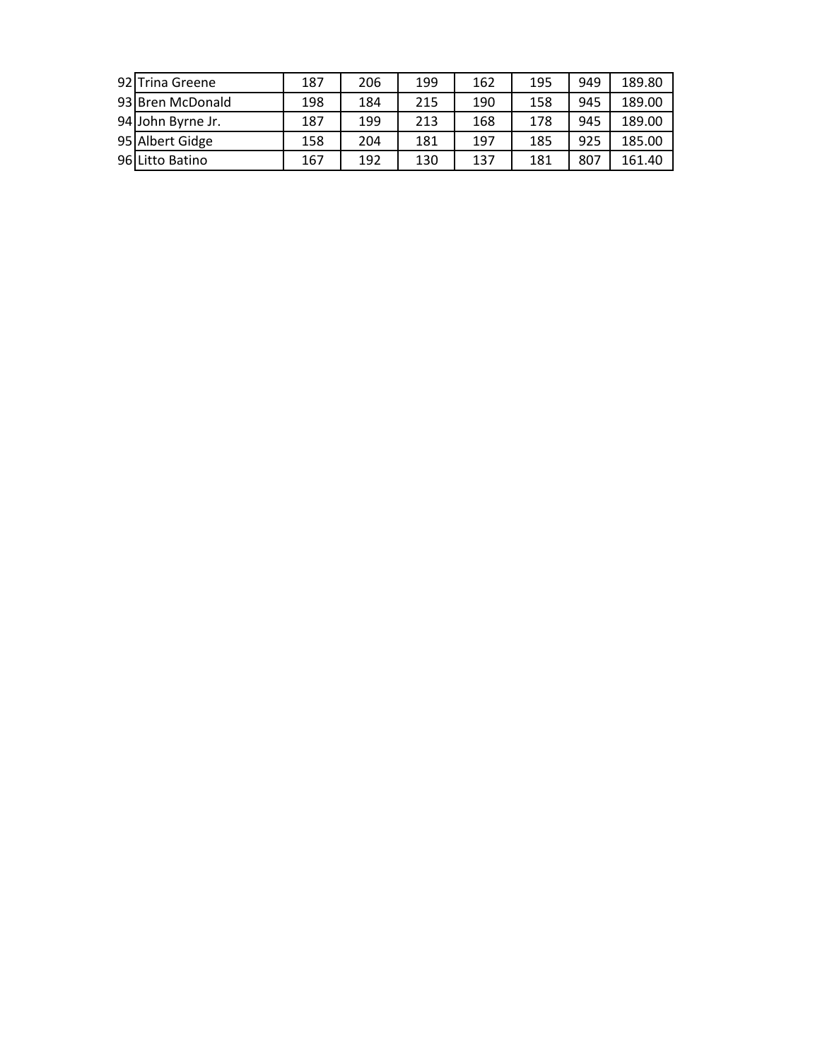| | | | | | | | | |
|---|---|---|---|---|---|---|---|---|
| 92 | Trina Greene | 187 | 206 | 199 | 162 | 195 | 949 | 189.80 |
| 93 | Bren McDonald | 198 | 184 | 215 | 190 | 158 | 945 | 189.00 |
| 94 | John Byrne Jr. | 187 | 199 | 213 | 168 | 178 | 945 | 189.00 |
| 95 | Albert Gidge | 158 | 204 | 181 | 197 | 185 | 925 | 185.00 |
| 96 | Litto Batino | 167 | 192 | 130 | 137 | 181 | 807 | 161.40 |